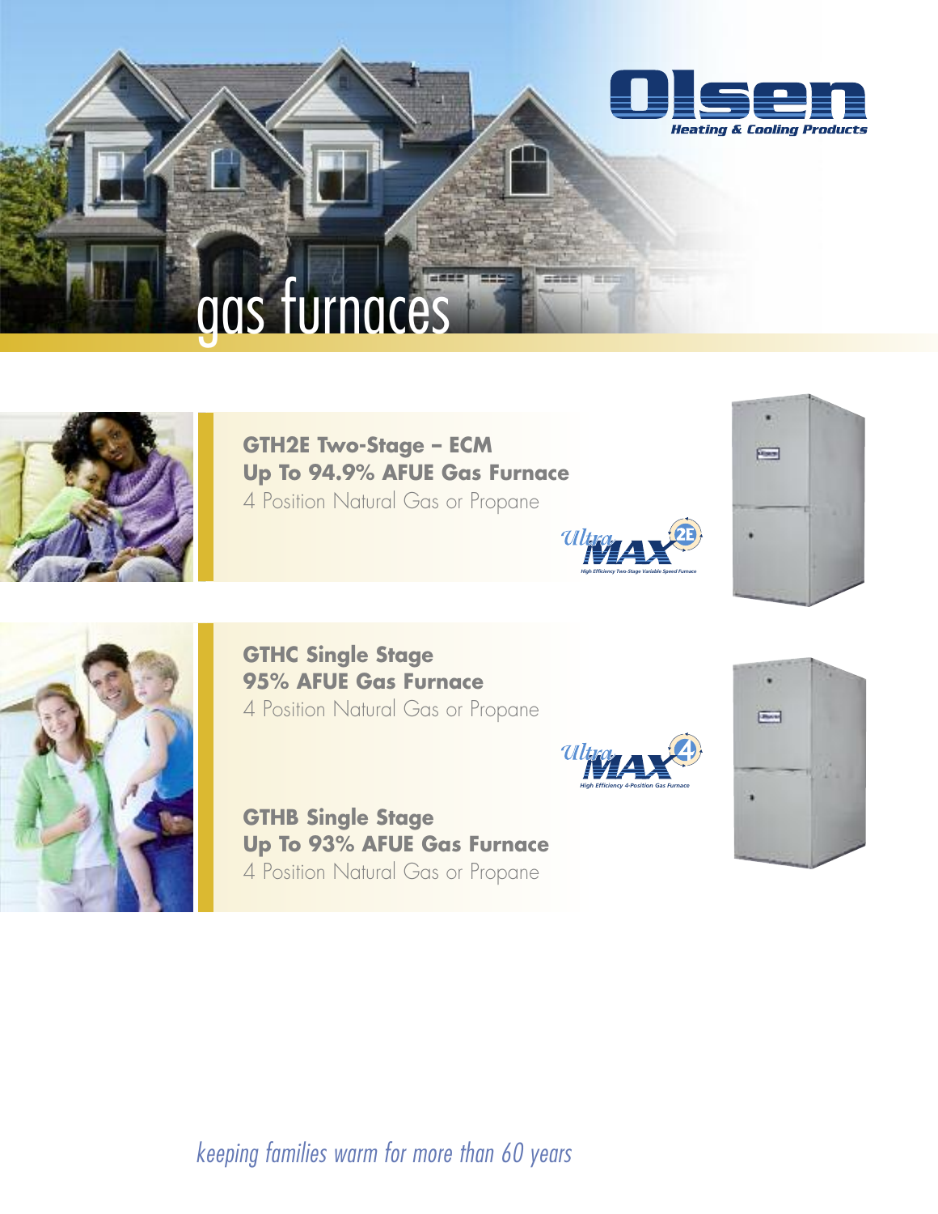Olsen
*Heating & Cooling Products*

# gas furnaces

## GTH2E Two-Stage – ECM
## Up To 94.9% AFUE Gas Furnace

4 Position Natural Gas or Propane

UltraMAX 2E
*High Efficiency Two-Stage Variable Speed Furnace*

## GTHC Single Stage
## 95% AFUE Gas Furnace

4 Position Natural Gas or Propane

UltraMAX 4
*High Efficiency 4-Position Gas Furnace*

## GTHB Single Stage
## Up To 93% AFUE Gas Furnace

4 Position Natural Gas or Propane

*keeping families warm for more than 60 years*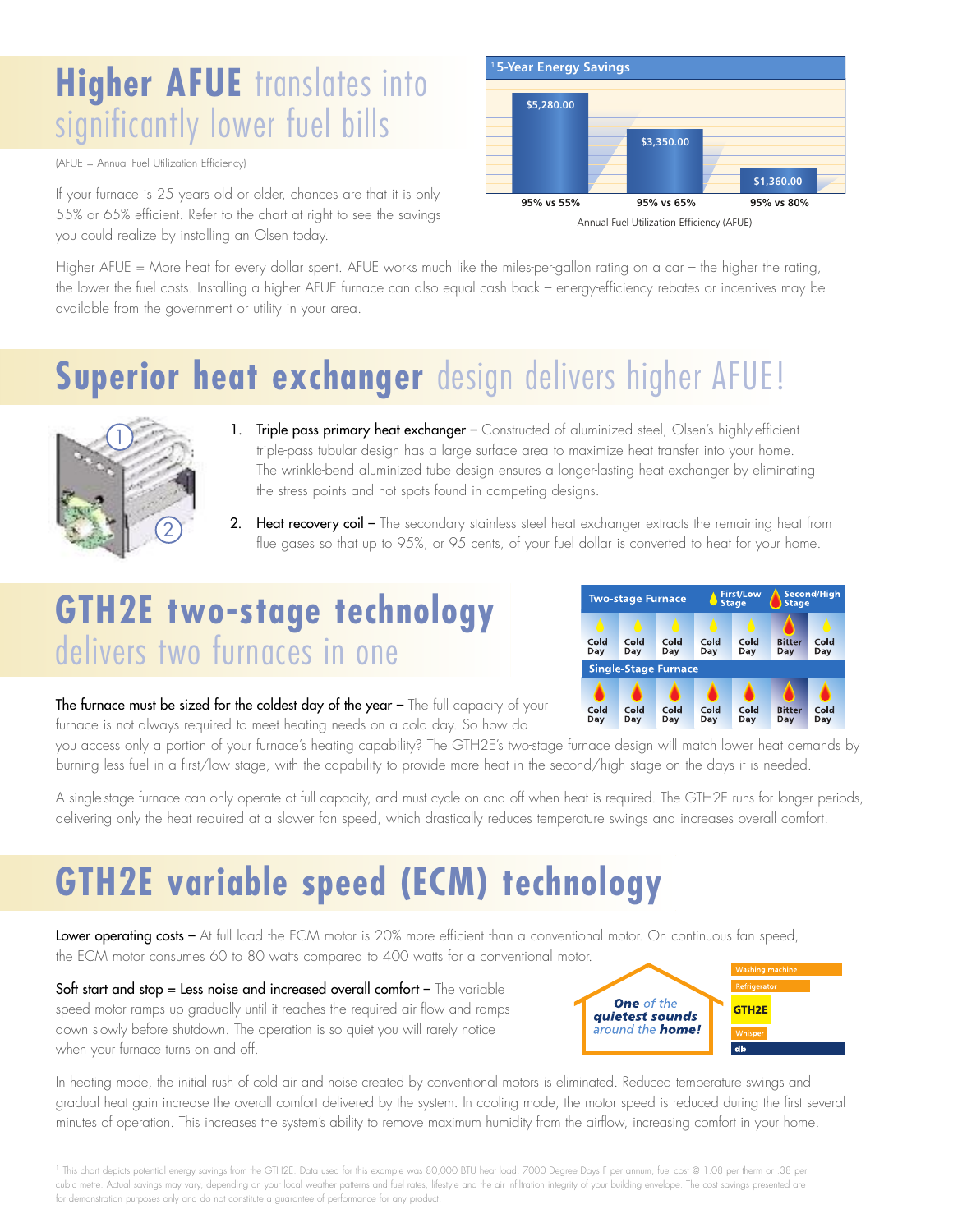# Higher AFUE translates into significantly lower fuel bills

(AFUE = Annual Fuel Utilization Efficiency)

If your furnace is 25 years old or older, chances are that it is only 55% or 65% efficient. Refer to the chart at right to see the savings you could realize by installing an Olsen today.

[1]5-Year Energy Savings

| Annual Fuel Utilization Efficiency (AFUE) | 5-Year Energy Savings |
|---|---|
| 95% vs 55% | $5,280.00 |
| 95% vs 65% | $3,350.00 |
| 95% vs 80% | $1,360.00 |

Higher AFUE = More heat for every dollar spent. AFUE works much like the miles-per-gallon rating on a car – the higher the rating, the lower the fuel costs. Installing a higher AFUE furnace can also equal cash back – energy-efficiency rebates or incentives may be available from the government or utility in your area.

# Superior heat exchanger design delivers higher AFUE!

1. Triple pass primary heat exchanger – Constructed of aluminized steel, Olsen's highly-efficient triple-pass tubular design has a large surface area to maximize heat transfer into your home. The wrinkle-bend aluminized tube design ensures a longer-lasting heat exchanger by eliminating the stress points and hot spots found in competing designs.
2. Heat recovery coil – The secondary stainless steel heat exchanger extracts the remaining heat from flue gases so that up to 95%, or 95 cents, of your fuel dollar is converted to heat for your home.

# GTH2E two-stage technology delivers two furnaces in one

| Two-stage Furnace | | | | | | |
|---|---|---|---|---|---|---|
| Cold Day | Cold Day | Cold Day | Cold Day | Cold Day | Bitter Day | Cold Day |
| First/Low Stage | First/Low Stage | First/Low Stage | First/Low Stage | First/Low Stage | Second/High Stage | First/Low Stage |
| **Single-Stage Furnace** | | | | | | |
| Cold Day | Cold Day | Cold Day | Cold Day | Cold Day | Bitter Day | Cold Day |

The furnace must be sized for the coldest day of the year – The full capacity of your furnace is not always required to meet heating needs on a cold day. So how do you access only a portion of your furnace's heating capability? The GTH2E's two-stage furnace design will match lower heat demands by burning less fuel in a first/low stage, with the capability to provide more heat in the second/high stage on the days it is needed.

A single-stage furnace can only operate at full capacity, and must cycle on and off when heat is required. The GTH2E runs for longer periods, delivering only the heat required at a slower fan speed, which drastically reduces temperature swings and increases overall comfort.

# GTH2E variable speed (ECM) technology

Lower operating costs – At full load the ECM motor is 20% more efficient than a conventional motor. On continuous fan speed, the ECM motor consumes 60 to 80 watts compared to 400 watts for a conventional motor.

Soft start and stop = Less noise and increased overall comfort – The variable speed motor ramps up gradually until it reaches the required air flow and ramps down slowly before shutdown. The operation is so quiet you will rarely notice when your furnace turns on and off.

***One** of the **quietest sounds** around the **home!***

- Washing machine
- Refrigerator
- GTH2E
- Whisper
- db

In heating mode, the initial rush of cold air and noise created by conventional motors is eliminated. Reduced temperature swings and gradual heat gain increase the overall comfort delivered by the system. In cooling mode, the motor speed is reduced during the first several minutes of operation. This increases the system's ability to remove maximum humidity from the airflow, increasing comfort in your home.

[1] This chart depicts potential energy savings from the GTH2E. Data used for this example was 80,000 BTU heat load, 7000 Degree Days F per annum, fuel cost @ 1.08 per therm or .38 per cubic metre. Actual savings may vary, depending on your local weather patterns and fuel rates, lifestyle and the air infiltration integrity of your building envelope. The cost savings presented are for demonstration purposes only and do not constitute a guarantee of performance for any product.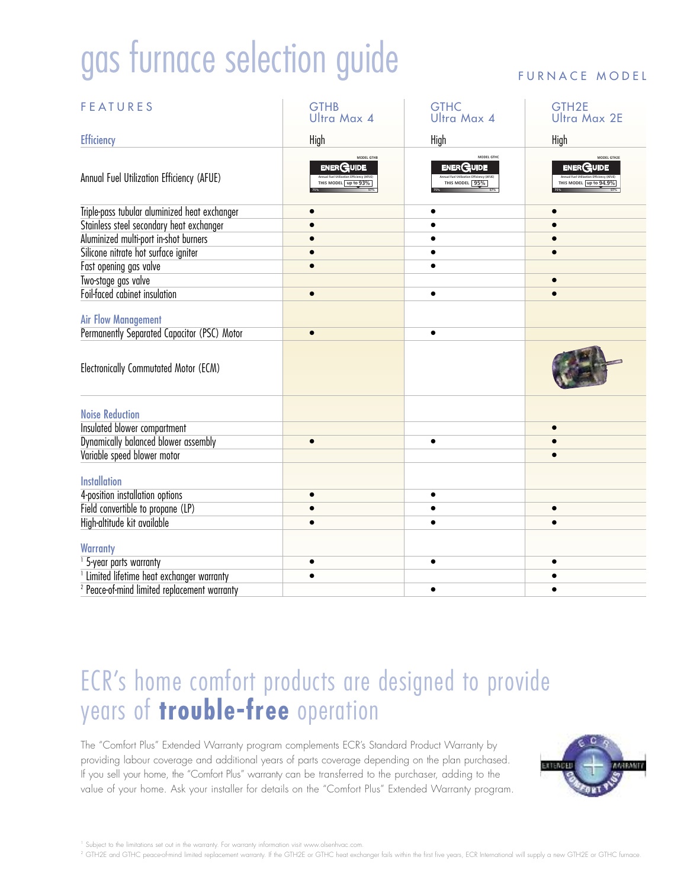# gas furnace selection guide

FURNACE MODEL

| FEATURES | GTHB Ultra Max 4 | GTHC Ultra Max 4 | GTH2E Ultra Max 2E |
|---|---|---|---|
| **Efficiency** | High | High | High |
| Annual Fuel Utilization Efficiency (AFUE) | EnerGuide – THIS MODEL up to 93% | EnerGuide – THIS MODEL 95% | EnerGuide – THIS MODEL up to 94.9% |
| Triple-pass tubular aluminized heat exchanger | ● | ● | ● |
| Stainless steel secondary heat exchanger | ● | ● | ● |
| Aluminized multi-port in-shot burners | ● | ● | ● |
| Silicone nitrate hot surface igniter | ● | ● | ● |
| Fast opening gas valve | ● | ● | |
| Two-stage gas valve | | | ● |
| Foil-faced cabinet insulation | ● | ● | ● |
| **Air Flow Management** | | | |
| Permanently Separated Capacitor (PSC) Motor | ● | ● | |
| Electronically Commutated Motor (ECM) | | | ● |
| **Noise Reduction** | | | |
| Insulated blower compartment | | | ● |
| Dynamically balanced blower assembly | ● | ● | ● |
| Variable speed blower motor | | | ● |
| **Installation** | | | |
| 4-position installation options | ● | ● | |
| Field convertible to propane (LP) | ● | ● | ● |
| High-altitude kit available | ● | ● | ● |
| **Warranty** | | | |
| [1] 5-year parts warranty | ● | ● | ● |
| [1] Limited lifetime heat exchanger warranty | ● | | ● |
| [2] Peace-of-mind limited replacement warranty | | ● | ● |

## ECR's home comfort products are designed to provide years of **trouble-free** operation

The "Comfort Plus" Extended Warranty program complements ECR's Standard Product Warranty by providing labour coverage and additional years of parts coverage depending on the plan purchased. If you sell your home, the "Comfort Plus" warranty can be transferred to the purchaser, adding to the value of your home. Ask your installer for details on the "Comfort Plus" Extended Warranty program.

[1] Subject to the limitations set out in the warranty. For warranty information visit www.olsenhvac.com.

[2] GTH2E and GTHC peace-of-mind limited replacement warranty. If the GTH2E or GTHC heat exchanger fails within the first five years, ECR International will supply a new GTH2E or GTHC furnace.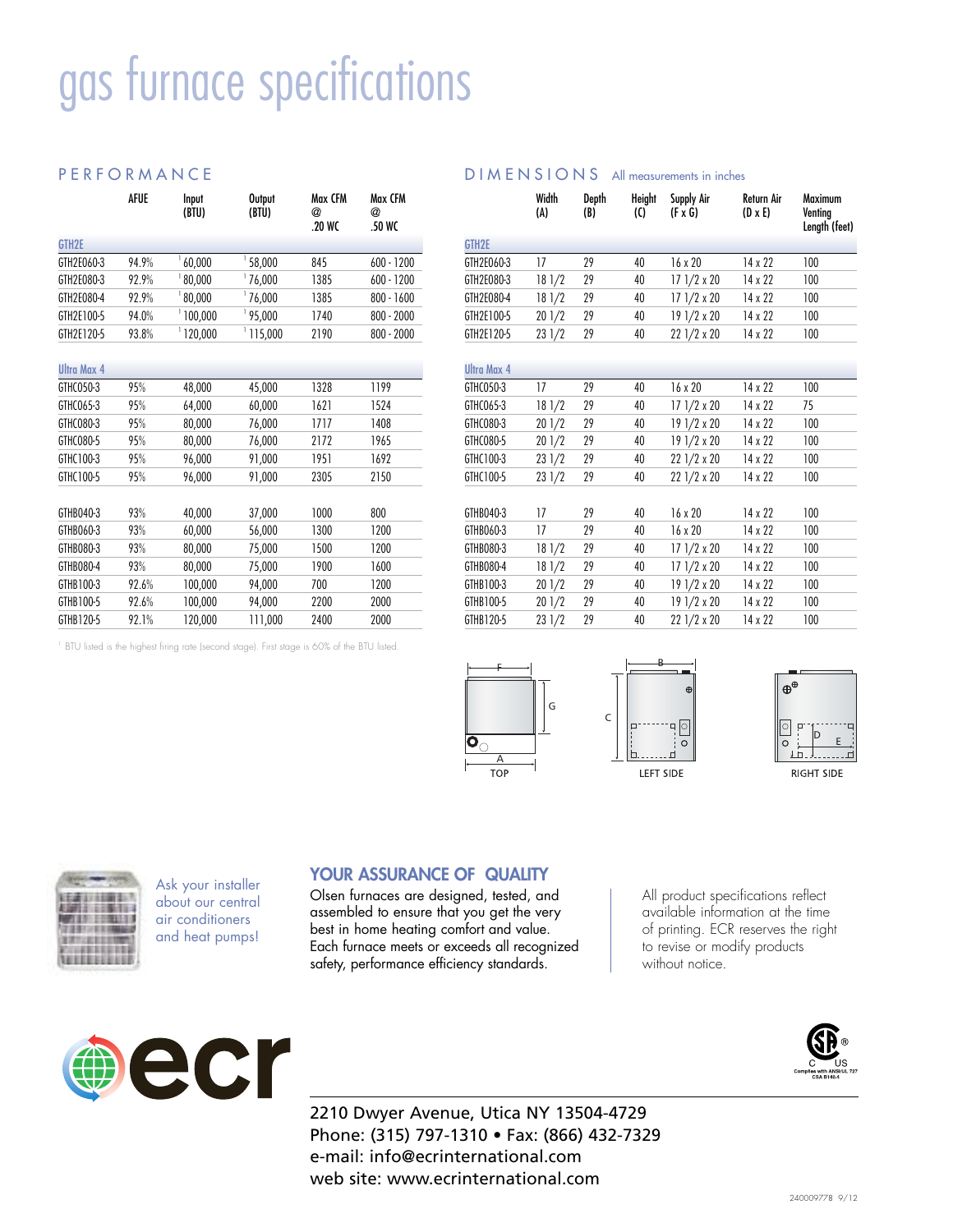# gas furnace specifications

## PERFORMANCE

| | AFUE | Input (BTU) | Output (BTU) | Max CFM @ .20 WC | Max CFM @ .50 WC |
|---|---|---|---|---|---|
| **GTH2E** | | | | | |
| GTH2E060-3 | 94.9% | [1] 60,000 | [1] 58,000 | 845 | 600 - 1200 |
| GTH2E080-3 | 92.9% | [1] 80,000 | [1] 76,000 | 1385 | 600 - 1200 |
| GTH2E080-4 | 92.9% | [1] 80,000 | [1] 76,000 | 1385 | 800 - 1600 |
| GTH2E100-5 | 94.0% | [1] 100,000 | [1] 95,000 | 1740 | 800 - 2000 |
| GTH2E120-5 | 93.8% | [1] 120,000 | [1] 115,000 | 2190 | 800 - 2000 |
| **Ultra Max 4** | | | | | |
| GTHC050-3 | 95% | 48,000 | 45,000 | 1328 | 1199 |
| GTHC065-3 | 95% | 64,000 | 60,000 | 1621 | 1524 |
| GTHC080-3 | 95% | 80,000 | 76,000 | 1717 | 1408 |
| GTHC080-5 | 95% | 80,000 | 76,000 | 2172 | 1965 |
| GTHC100-3 | 95% | 96,000 | 91,000 | 1951 | 1692 |
| GTHC100-5 | 95% | 96,000 | 91,000 | 2305 | 2150 |
| | | | | | |
| GTHB040-3 | 93% | 40,000 | 37,000 | 1000 | 800 |
| GTHB060-3 | 93% | 60,000 | 56,000 | 1300 | 1200 |
| GTHB080-3 | 93% | 80,000 | 75,000 | 1500 | 1200 |
| GTHB080-4 | 93% | 80,000 | 75,000 | 1900 | 1600 |
| GTHB100-3 | 92.6% | 100,000 | 94,000 | 700 | 1200 |
| GTHB100-5 | 92.6% | 100,000 | 94,000 | 2200 | 2000 |
| GTHB120-5 | 92.1% | 120,000 | 111,000 | 2400 | 2000 |

[1] BTU listed is the highest firing rate (second stage). First stage is 60% of the BTU listed.

## DIMENSIONS All measurements in inches

| | Width (A) | Depth (B) | Height (C) | Supply Air (F x G) | Return Air (D x E) | Maximum Venting Length (feet) |
|---|---|---|---|---|---|---|
| **GTH2E** | | | | | | |
| GTH2E060-3 | 17 | 29 | 40 | 16 x 20 | 14 x 22 | 100 |
| GTH2E080-3 | 18 1/2 | 29 | 40 | 17 1/2 x 20 | 14 x 22 | 100 |
| GTH2E080-4 | 18 1/2 | 29 | 40 | 17 1/2 x 20 | 14 x 22 | 100 |
| GTH2E100-5 | 20 1/2 | 29 | 40 | 19 1/2 x 20 | 14 x 22 | 100 |
| GTH2E120-5 | 23 1/2 | 29 | 40 | 22 1/2 x 20 | 14 x 22 | 100 |
| **Ultra Max 4** | | | | | | |
| GTHC050-3 | 17 | 29 | 40 | 16 x 20 | 14 x 22 | 100 |
| GTHC065-3 | 18 1/2 | 29 | 40 | 17 1/2 x 20 | 14 x 22 | 75 |
| GTHC080-3 | 20 1/2 | 29 | 40 | 19 1/2 x 20 | 14 x 22 | 100 |
| GTHC080-5 | 20 1/2 | 29 | 40 | 19 1/2 x 20 | 14 x 22 | 100 |
| GTHC100-3 | 23 1/2 | 29 | 40 | 22 1/2 x 20 | 14 x 22 | 100 |
| GTHC100-5 | 23 1/2 | 29 | 40 | 22 1/2 x 20 | 14 x 22 | 100 |
| | | | | | | |
| GTHB040-3 | 17 | 29 | 40 | 16 x 20 | 14 x 22 | 100 |
| GTHB060-3 | 17 | 29 | 40 | 16 x 20 | 14 x 22 | 100 |
| GTHB080-3 | 18 1/2 | 29 | 40 | 17 1/2 x 20 | 14 x 22 | 100 |
| GTHB080-4 | 18 1/2 | 29 | 40 | 17 1/2 x 20 | 14 x 22 | 100 |
| GTHB100-3 | 20 1/2 | 29 | 40 | 19 1/2 x 20 | 14 x 22 | 100 |
| GTHB100-5 | 20 1/2 | 29 | 40 | 19 1/2 x 20 | 14 x 22 | 100 |
| GTHB120-5 | 23 1/2 | 29 | 40 | 22 1/2 x 20 | 14 x 22 | 100 |

F G A
TOP

B C
LEFT SIDE

D E
RIGHT SIDE

Ask your installer about our central air conditioners and heat pumps!

### YOUR ASSURANCE OF QUALITY

Olsen furnaces are designed, tested, and assembled to ensure that you get the very best in home heating comfort and value. Each furnace meets or exceeds all recognized safety, performance efficiency standards.

All product specifications reflect available information at the time of printing. ECR reserves the right to revise or modify products without notice.

ecr

C US
Complies with ANSI/UL 727 CSA B140.4

2210 Dwyer Avenue, Utica NY 13504-4729
Phone: (315) 797-1310 • Fax: (866) 432-7329
e-mail: info@ecrinternational.com
web site: www.ecrinternational.com

240009778 9/12